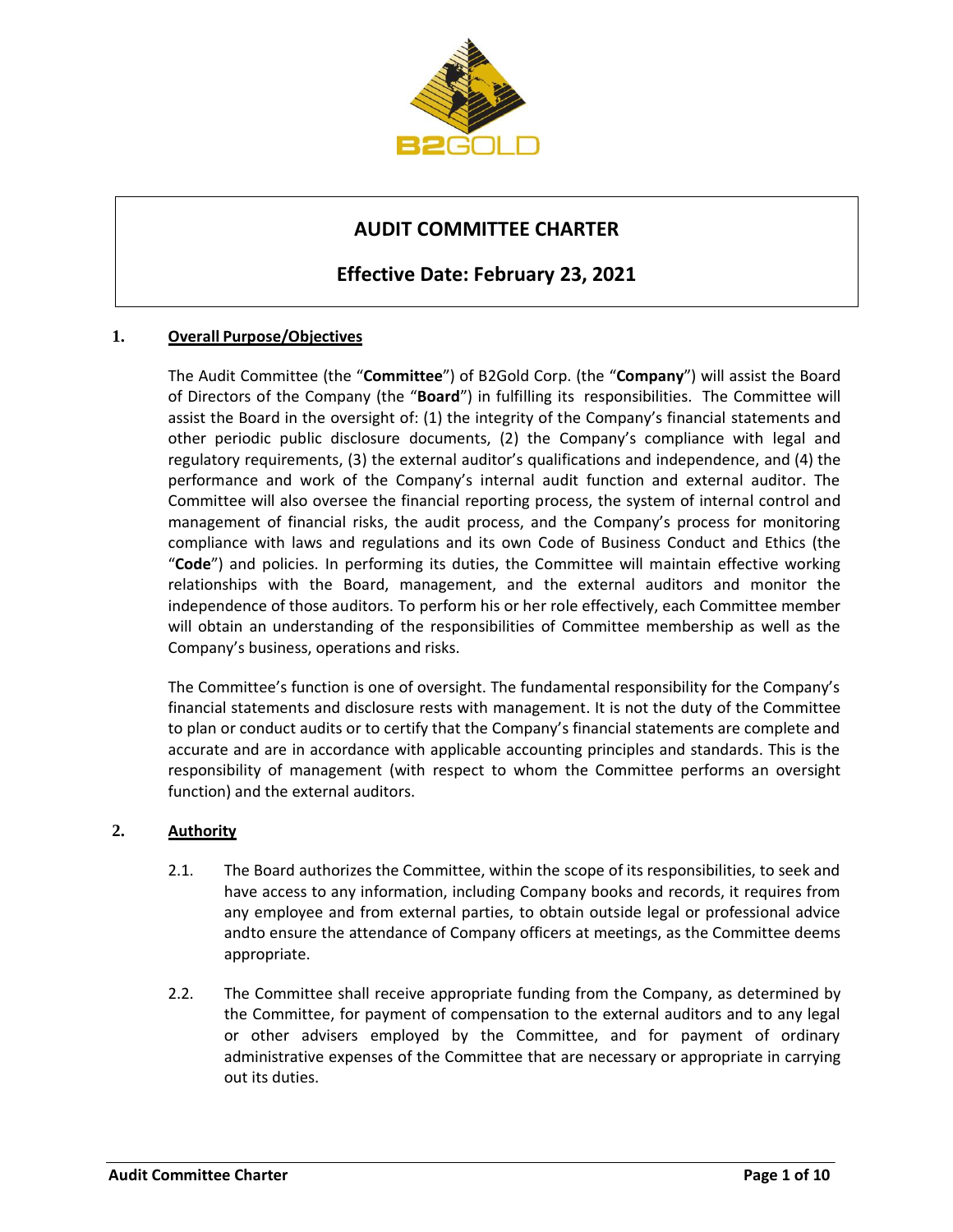# AUDIT COMMITTEE CHARTER

## Effective Date: February 23, 2021

### 1. Overall Purpose/Objectives

The Audit Committee (the "**Committee**") of B2Gold Corp. (the "**Company**") will assist the Board of Directors of the Company (the "**Board**") in fulfilling its responsibilities. The Committee will assist the Board in the oversight of: (1) the integrity of the Company's financial statements and other periodic public disclosure documents, (2) the Company's compliance with legal and regulatory requirements, (3) the external auditor's qualifications and independence, and (4) the performance and work of the Company's internal audit function and external auditor. The Committee will also oversee the financial reporting process, the system of internal control and management of financial risks, the audit process, and the Company's process for monitoring compliance with laws and regulations and its own Code of Business Conduct and Ethics (the "**Code**") and policies. In performing its duties, the Committee will maintain effective working relationships with the Board, management, and the external auditors and monitor the independence of those auditors. To perform his or her role effectively, each Committee member will obtain an understanding of the responsibilities of Committee membership as well as the Company's business, operations and risks.

The Committee's function is one of oversight. The fundamental responsibility for the Company's financial statements and disclosure rests with management. It is not the duty of the Committee to plan or conduct audits or to certify that the Company's financial statements are complete and accurate and are in accordance with applicable accounting principles and standards. This is the responsibility of management (with respect to whom the Committee performs an oversight function) and the external auditors.

### 2. Authority

2.1. The Board authorizes the Committee, within the scope of its responsibilities, to seek and have access to any information, including Company books and records, it requires from any employee and from external parties, to obtain outside legal or professional advice andto ensure the attendance of Company officers at meetings, as the Committee deems appropriate.

2.2. The Committee shall receive appropriate funding from the Company, as determined by the Committee, for payment of compensation to the external auditors and to any legal or other advisers employed by the Committee, and for payment of ordinary administrative expenses of the Committee that are necessary or appropriate in carrying out its duties.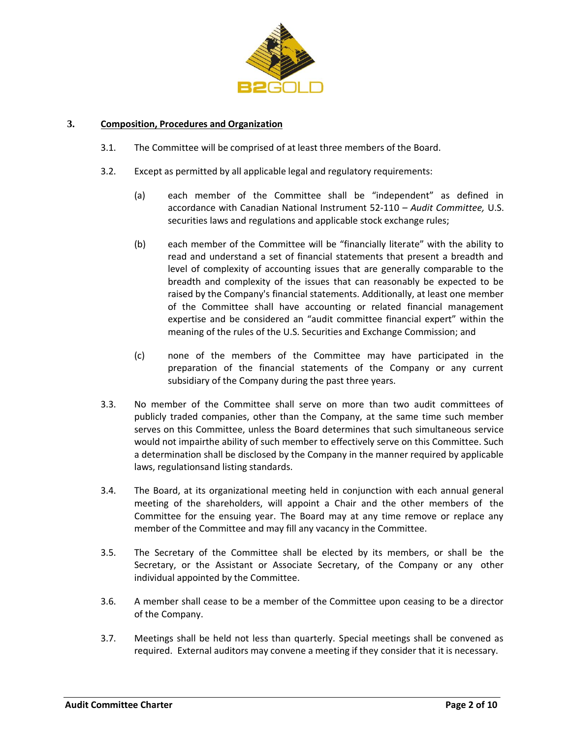## 3. Composition, Procedures and Organization

3.1. The Committee will be comprised of at least three members of the Board.

3.2. Except as permitted by all applicable legal and regulatory requirements:

(a) each member of the Committee shall be "independent" as defined in accordance with Canadian National Instrument 52-110 – *Audit Committee,* U.S. securities laws and regulations and applicable stock exchange rules;

(b) each member of the Committee will be "financially literate" with the ability to read and understand a set of financial statements that present a breadth and level of complexity of accounting issues that are generally comparable to the breadth and complexity of the issues that can reasonably be expected to be raised by the Company's financial statements. Additionally, at least one member of the Committee shall have accounting or related financial management expertise and be considered an "audit committee financial expert" within the meaning of the rules of the U.S. Securities and Exchange Commission; and

(c) none of the members of the Committee may have participated in the preparation of the financial statements of the Company or any current subsidiary of the Company during the past three years.

3.3. No member of the Committee shall serve on more than two audit committees of publicly traded companies, other than the Company, at the same time such member serves on this Committee, unless the Board determines that such simultaneous service would not impairthe ability of such member to effectively serve on this Committee. Such a determination shall be disclosed by the Company in the manner required by applicable laws, regulationsand listing standards.

3.4. The Board, at its organizational meeting held in conjunction with each annual general meeting of the shareholders, will appoint a Chair and the other members of the Committee for the ensuing year. The Board may at any time remove or replace any member of the Committee and may fill any vacancy in the Committee.

3.5. The Secretary of the Committee shall be elected by its members, or shall be the Secretary, or the Assistant or Associate Secretary, of the Company or any other individual appointed by the Committee.

3.6. A member shall cease to be a member of the Committee upon ceasing to be a director of the Company.

3.7. Meetings shall be held not less than quarterly. Special meetings shall be convened as required. External auditors may convene a meeting if they consider that it is necessary.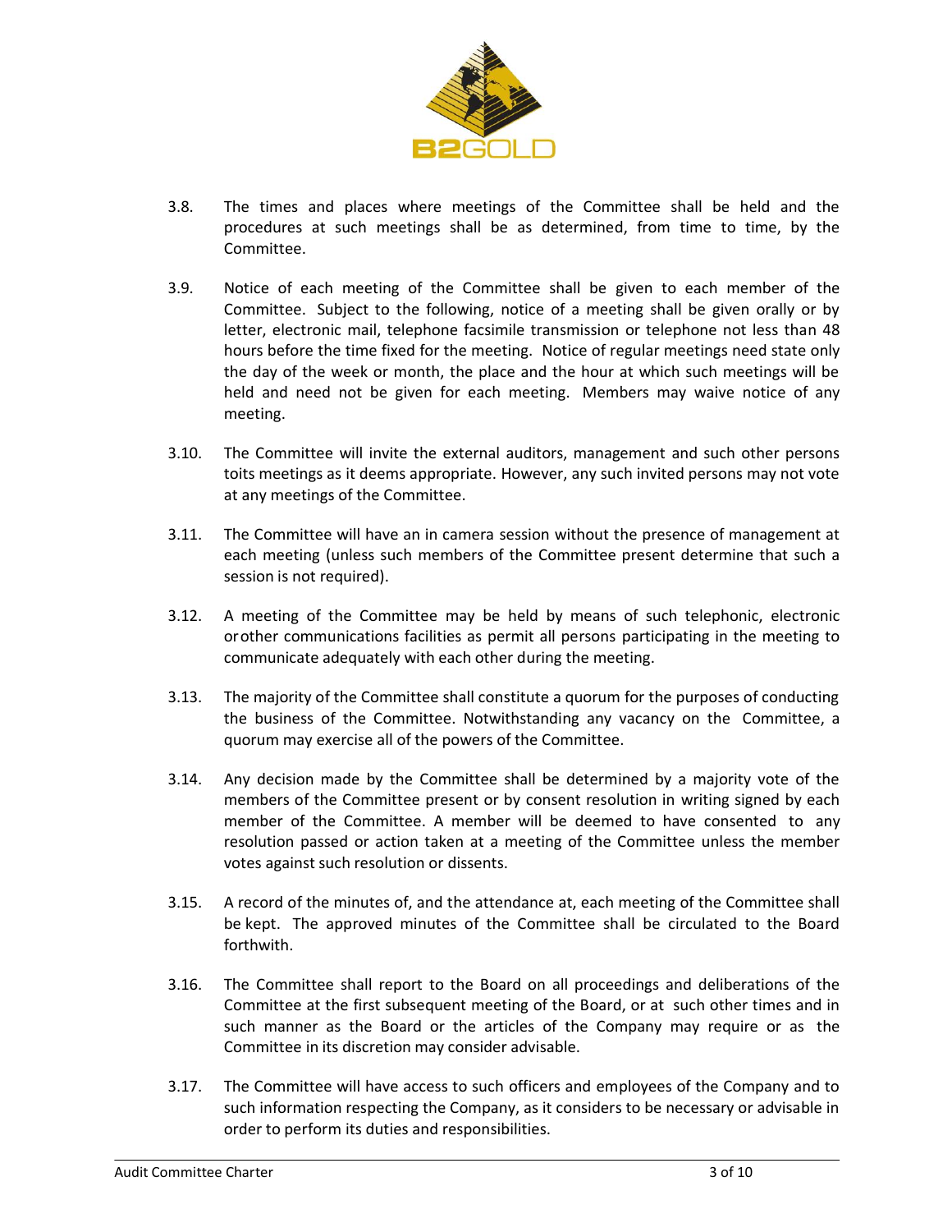3.8. The times and places where meetings of the Committee shall be held and the procedures at such meetings shall be as determined, from time to time, by the Committee.

3.9. Notice of each meeting of the Committee shall be given to each member of the Committee. Subject to the following, notice of a meeting shall be given orally or by letter, electronic mail, telephone facsimile transmission or telephone not less than 48 hours before the time fixed for the meeting. Notice of regular meetings need state only the day of the week or month, the place and the hour at which such meetings will be held and need not be given for each meeting. Members may waive notice of any meeting.

3.10. The Committee will invite the external auditors, management and such other persons toits meetings as it deems appropriate. However, any such invited persons may not vote at any meetings of the Committee.

3.11. The Committee will have an in camera session without the presence of management at each meeting (unless such members of the Committee present determine that such a session is not required).

3.12. A meeting of the Committee may be held by means of such telephonic, electronic orother communications facilities as permit all persons participating in the meeting to communicate adequately with each other during the meeting.

3.13. The majority of the Committee shall constitute a quorum for the purposes of conducting the business of the Committee. Notwithstanding any vacancy on the Committee, a quorum may exercise all of the powers of the Committee.

3.14. Any decision made by the Committee shall be determined by a majority vote of the members of the Committee present or by consent resolution in writing signed by each member of the Committee. A member will be deemed to have consented to any resolution passed or action taken at a meeting of the Committee unless the member votes against such resolution or dissents.

3.15. A record of the minutes of, and the attendance at, each meeting of the Committee shall be kept. The approved minutes of the Committee shall be circulated to the Board forthwith.

3.16. The Committee shall report to the Board on all proceedings and deliberations of the Committee at the first subsequent meeting of the Board, or at such other times and in such manner as the Board or the articles of the Company may require or as the Committee in its discretion may consider advisable.

3.17. The Committee will have access to such officers and employees of the Company and to such information respecting the Company, as it considers to be necessary or advisable in order to perform its duties and responsibilities.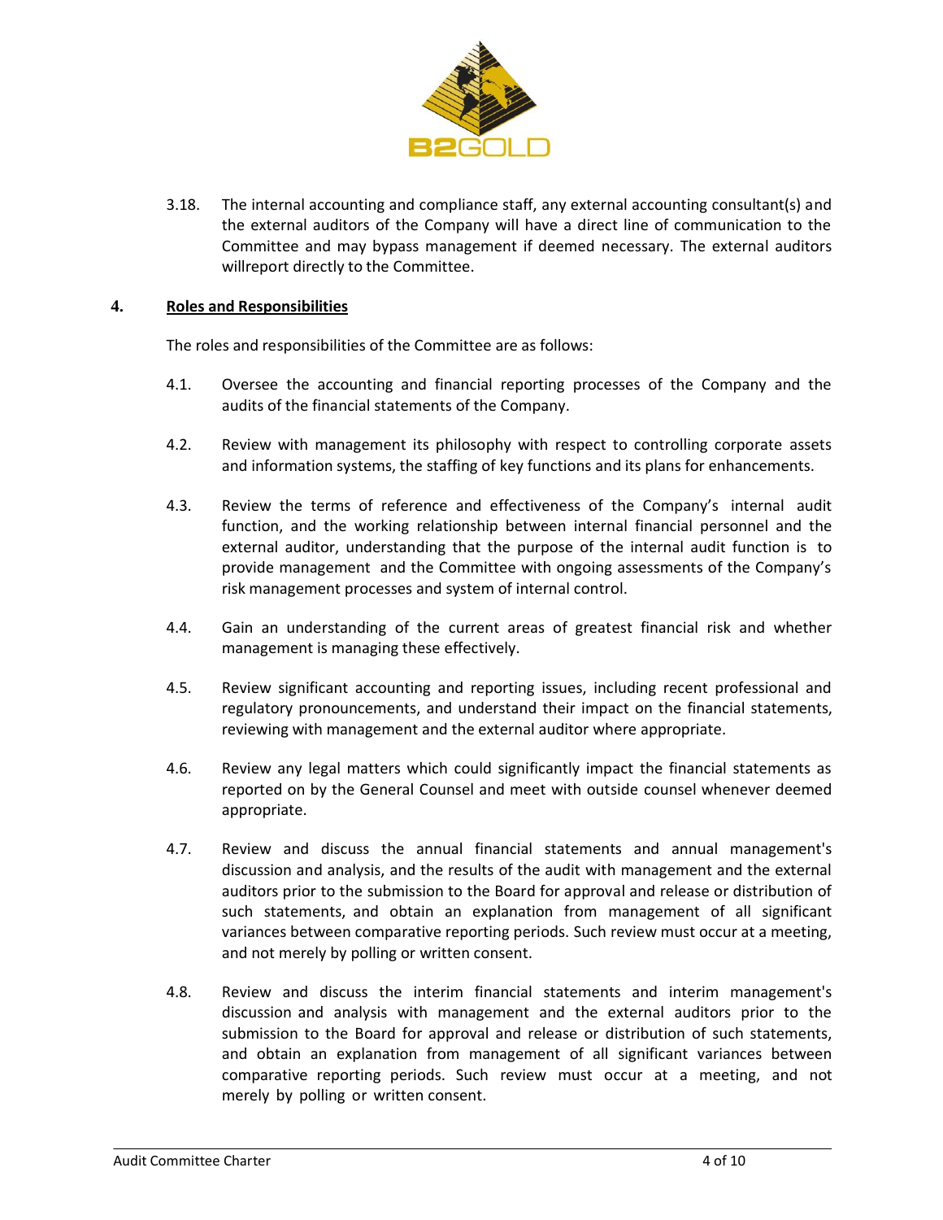3.18. The internal accounting and compliance staff, any external accounting consultant(s) and the external auditors of the Company will have a direct line of communication to the Committee and may bypass management if deemed necessary. The external auditors willreport directly to the Committee.

## 4. Roles and Responsibilities

The roles and responsibilities of the Committee are as follows:

4.1. Oversee the accounting and financial reporting processes of the Company and the audits of the financial statements of the Company.

4.2. Review with management its philosophy with respect to controlling corporate assets and information systems, the staffing of key functions and its plans for enhancements.

4.3. Review the terms of reference and effectiveness of the Company's internal audit function, and the working relationship between internal financial personnel and the external auditor, understanding that the purpose of the internal audit function is to provide management and the Committee with ongoing assessments of the Company's risk management processes and system of internal control.

4.4. Gain an understanding of the current areas of greatest financial risk and whether management is managing these effectively.

4.5. Review significant accounting and reporting issues, including recent professional and regulatory pronouncements, and understand their impact on the financial statements, reviewing with management and the external auditor where appropriate.

4.6. Review any legal matters which could significantly impact the financial statements as reported on by the General Counsel and meet with outside counsel whenever deemed appropriate.

4.7. Review and discuss the annual financial statements and annual management's discussion and analysis, and the results of the audit with management and the external auditors prior to the submission to the Board for approval and release or distribution of such statements, and obtain an explanation from management of all significant variances between comparative reporting periods. Such review must occur at a meeting, and not merely by polling or written consent.

4.8. Review and discuss the interim financial statements and interim management's discussion and analysis with management and the external auditors prior to the submission to the Board for approval and release or distribution of such statements, and obtain an explanation from management of all significant variances between comparative reporting periods. Such review must occur at a meeting, and not merely by polling or written consent.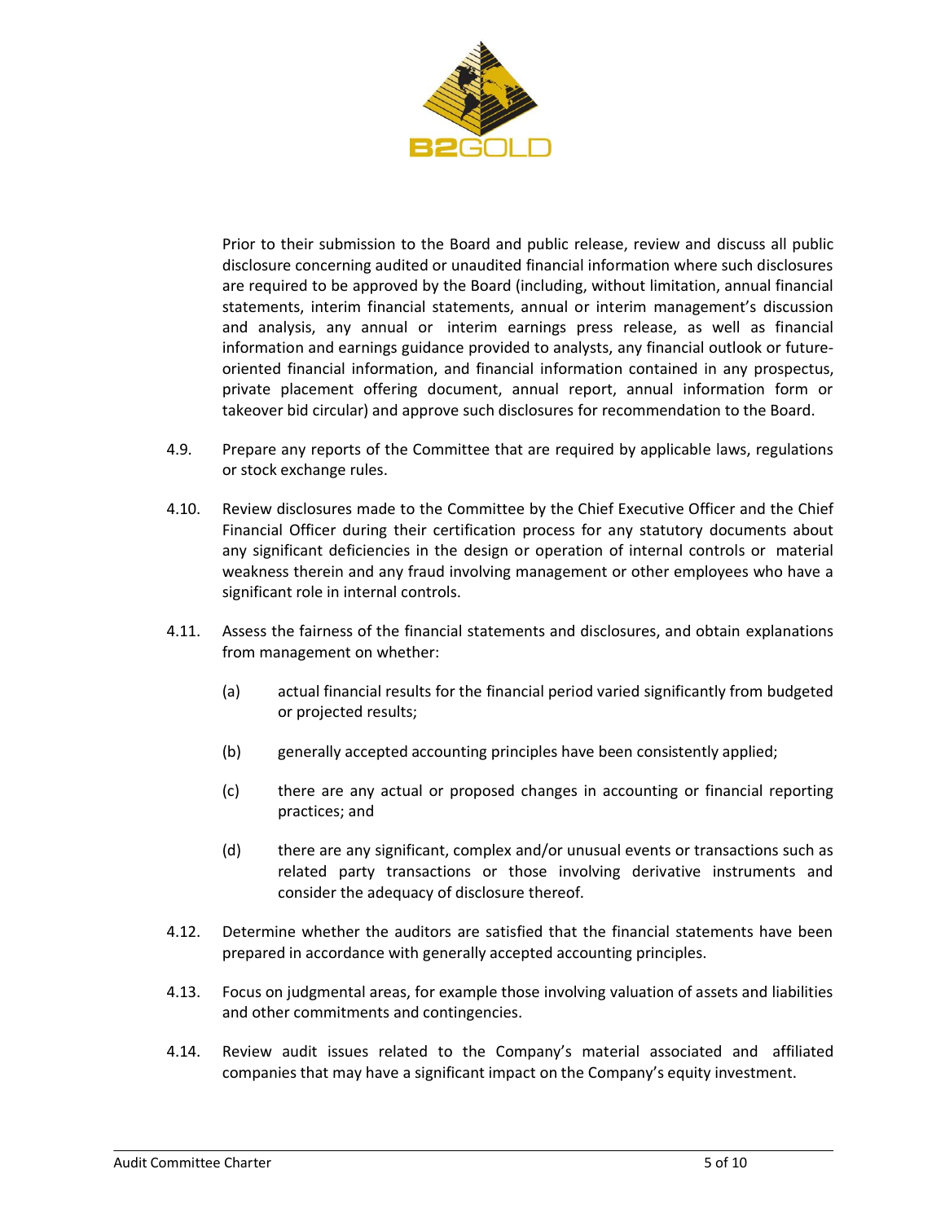Prior to their submission to the Board and public release, review and discuss all public disclosure concerning audited or unaudited financial information where such disclosures are required to be approved by the Board (including, without limitation, annual financial statements, interim financial statements, annual or interim management's discussion and analysis, any annual or interim earnings press release, as well as financial information and earnings guidance provided to analysts, any financial outlook or future-oriented financial information, and financial information contained in any prospectus, private placement offering document, annual report, annual information form or takeover bid circular) and approve such disclosures for recommendation to the Board.

4.9. Prepare any reports of the Committee that are required by applicable laws, regulations or stock exchange rules.

4.10. Review disclosures made to the Committee by the Chief Executive Officer and the Chief Financial Officer during their certification process for any statutory documents about any significant deficiencies in the design or operation of internal controls or material weakness therein and any fraud involving management or other employees who have a significant role in internal controls.

4.11. Assess the fairness of the financial statements and disclosures, and obtain explanations from management on whether:

(a) actual financial results for the financial period varied significantly from budgeted or projected results;

(b) generally accepted accounting principles have been consistently applied;

(c) there are any actual or proposed changes in accounting or financial reporting practices; and

(d) there are any significant, complex and/or unusual events or transactions such as related party transactions or those involving derivative instruments and consider the adequacy of disclosure thereof.

4.12. Determine whether the auditors are satisfied that the financial statements have been prepared in accordance with generally accepted accounting principles.

4.13. Focus on judgmental areas, for example those involving valuation of assets and liabilities and other commitments and contingencies.

4.14. Review audit issues related to the Company's material associated and affiliated companies that may have a significant impact on the Company's equity investment.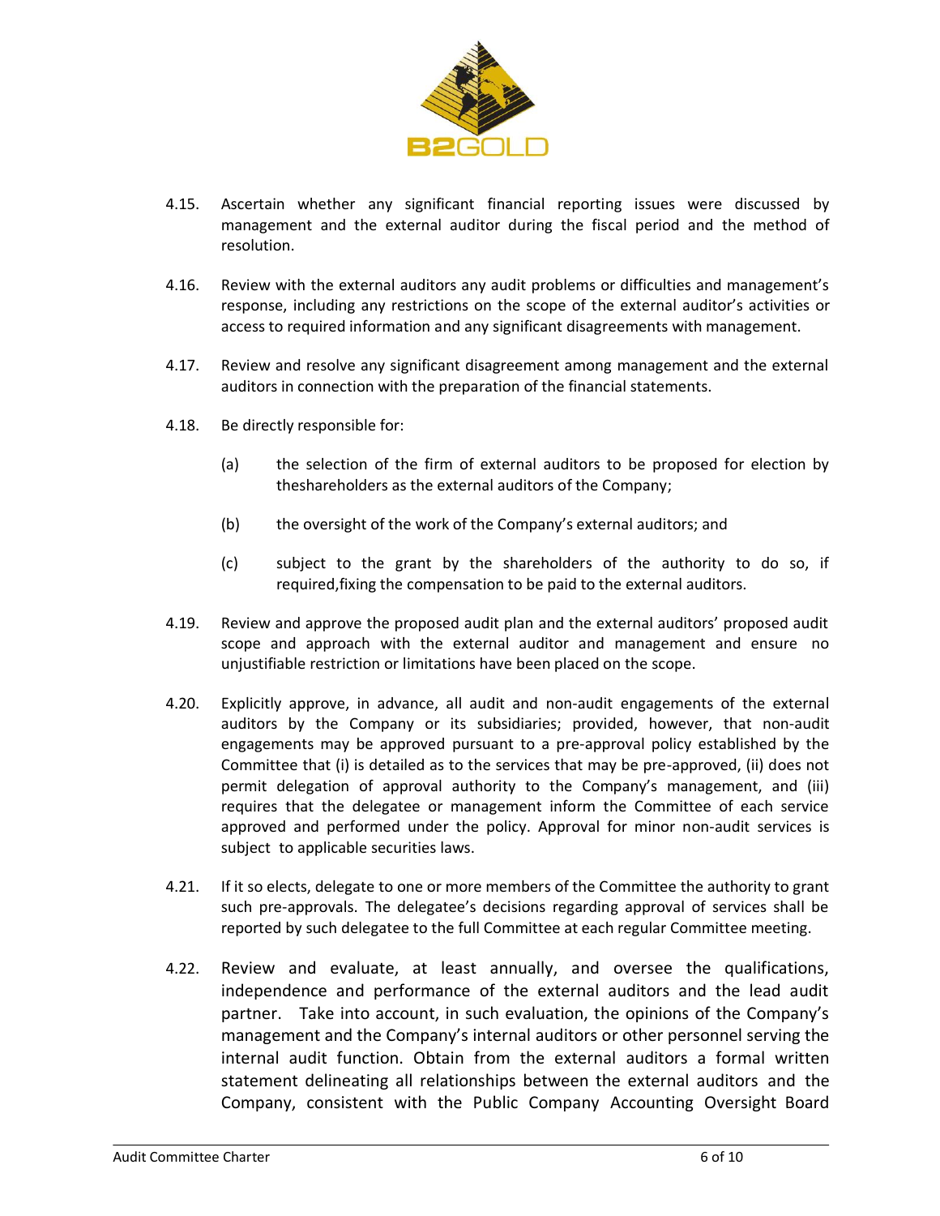4.15. Ascertain whether any significant financial reporting issues were discussed by management and the external auditor during the fiscal period and the method of resolution.

4.16. Review with the external auditors any audit problems or difficulties and management's response, including any restrictions on the scope of the external auditor's activities or access to required information and any significant disagreements with management.

4.17. Review and resolve any significant disagreement among management and the external auditors in connection with the preparation of the financial statements.

4.18. Be directly responsible for:

(a) the selection of the firm of external auditors to be proposed for election by theshareholders as the external auditors of the Company;

(b) the oversight of the work of the Company's external auditors; and

(c) subject to the grant by the shareholders of the authority to do so, if required,fixing the compensation to be paid to the external auditors.

4.19. Review and approve the proposed audit plan and the external auditors' proposed audit scope and approach with the external auditor and management and ensure no unjustifiable restriction or limitations have been placed on the scope.

4.20. Explicitly approve, in advance, all audit and non-audit engagements of the external auditors by the Company or its subsidiaries; provided, however, that non-audit engagements may be approved pursuant to a pre-approval policy established by the Committee that (i) is detailed as to the services that may be pre-approved, (ii) does not permit delegation of approval authority to the Company's management, and (iii) requires that the delegatee or management inform the Committee of each service approved and performed under the policy. Approval for minor non-audit services is subject to applicable securities laws.

4.21. If it so elects, delegate to one or more members of the Committee the authority to grant such pre-approvals. The delegatee's decisions regarding approval of services shall be reported by such delegatee to the full Committee at each regular Committee meeting.

4.22. Review and evaluate, at least annually, and oversee the qualifications, independence and performance of the external auditors and the lead audit partner. Take into account, in such evaluation, the opinions of the Company's management and the Company's internal auditors or other personnel serving the internal audit function. Obtain from the external auditors a formal written statement delineating all relationships between the external auditors and the Company, consistent with the Public Company Accounting Oversight Board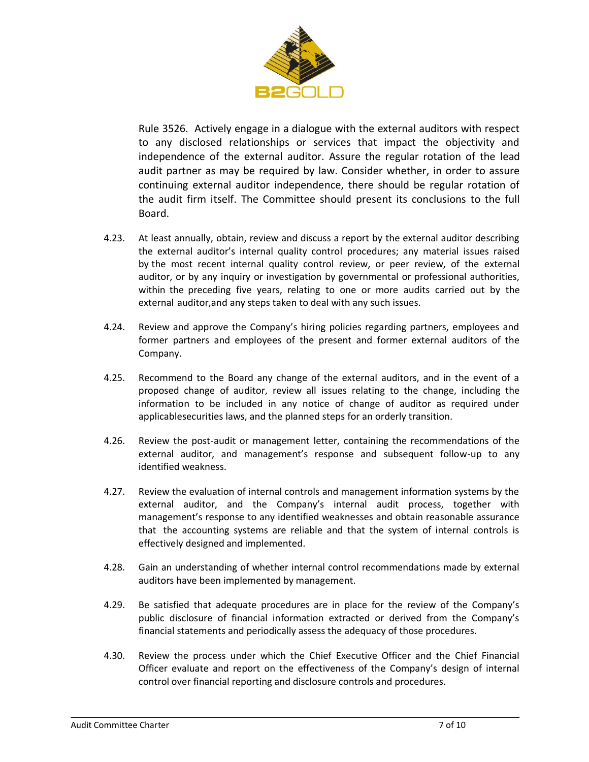Rule 3526. Actively engage in a dialogue with the external auditors with respect to any disclosed relationships or services that impact the objectivity and independence of the external auditor. Assure the regular rotation of the lead audit partner as may be required by law. Consider whether, in order to assure continuing external auditor independence, there should be regular rotation of the audit firm itself. The Committee should present its conclusions to the full Board.

4.23. At least annually, obtain, review and discuss a report by the external auditor describing the external auditor's internal quality control procedures; any material issues raised by the most recent internal quality control review, or peer review, of the external auditor, or by any inquiry or investigation by governmental or professional authorities, within the preceding five years, relating to one or more audits carried out by the external auditor,and any steps taken to deal with any such issues.

4.24. Review and approve the Company's hiring policies regarding partners, employees and former partners and employees of the present and former external auditors of the Company.

4.25. Recommend to the Board any change of the external auditors, and in the event of a proposed change of auditor, review all issues relating to the change, including the information to be included in any notice of change of auditor as required under applicablesecurities laws, and the planned steps for an orderly transition.

4.26. Review the post-audit or management letter, containing the recommendations of the external auditor, and management's response and subsequent follow-up to any identified weakness.

4.27. Review the evaluation of internal controls and management information systems by the external auditor, and the Company's internal audit process, together with management's response to any identified weaknesses and obtain reasonable assurance that the accounting systems are reliable and that the system of internal controls is effectively designed and implemented.

4.28. Gain an understanding of whether internal control recommendations made by external auditors have been implemented by management.

4.29. Be satisfied that adequate procedures are in place for the review of the Company's public disclosure of financial information extracted or derived from the Company's financial statements and periodically assess the adequacy of those procedures.

4.30. Review the process under which the Chief Executive Officer and the Chief Financial Officer evaluate and report on the effectiveness of the Company's design of internal control over financial reporting and disclosure controls and procedures.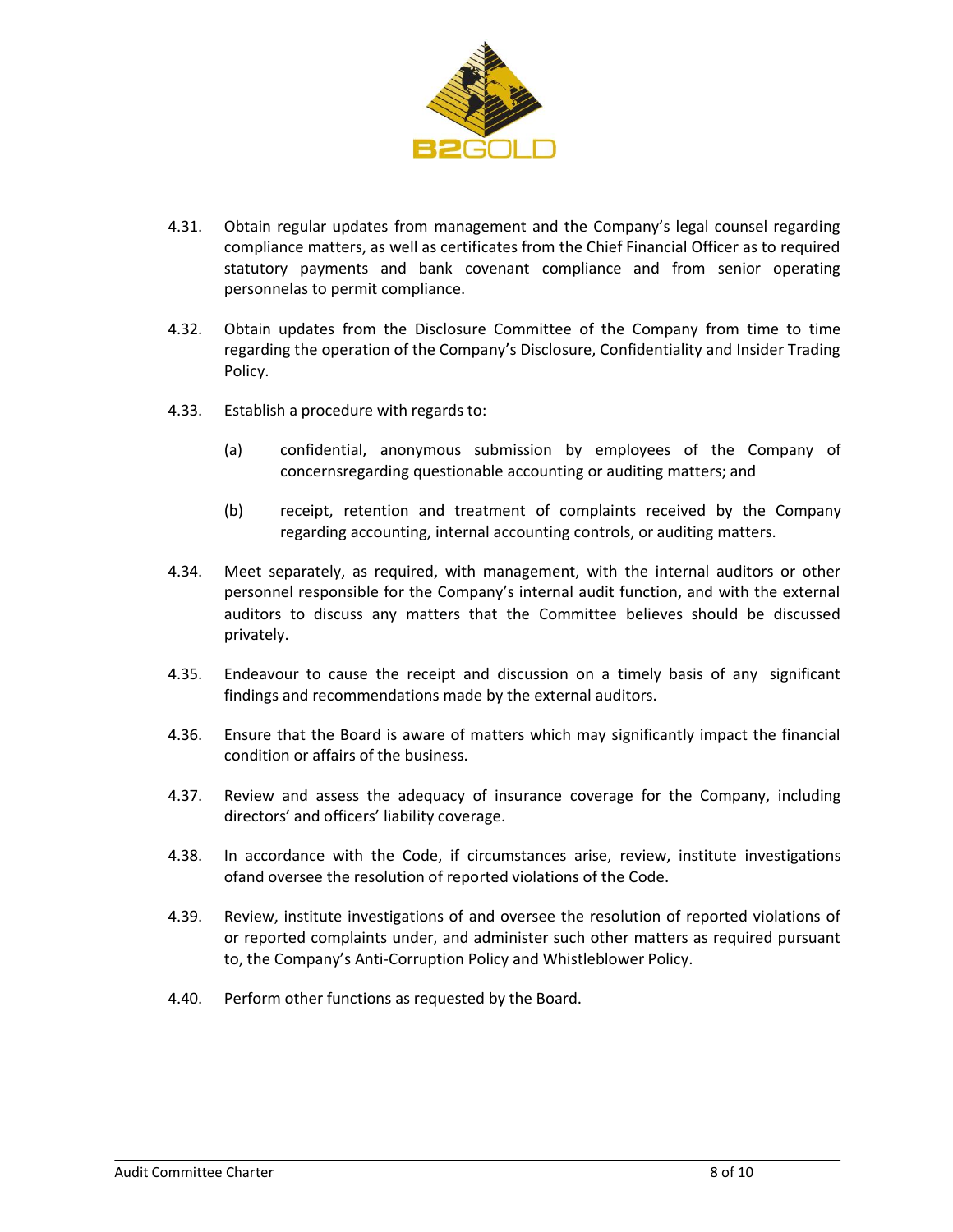4.31. Obtain regular updates from management and the Company's legal counsel regarding compliance matters, as well as certificates from the Chief Financial Officer as to required statutory payments and bank covenant compliance and from senior operating personnelas to permit compliance.

4.32. Obtain updates from the Disclosure Committee of the Company from time to time regarding the operation of the Company's Disclosure, Confidentiality and Insider Trading Policy.

4.33. Establish a procedure with regards to:

(a) confidential, anonymous submission by employees of the Company of concernsregarding questionable accounting or auditing matters; and

(b) receipt, retention and treatment of complaints received by the Company regarding accounting, internal accounting controls, or auditing matters.

4.34. Meet separately, as required, with management, with the internal auditors or other personnel responsible for the Company's internal audit function, and with the external auditors to discuss any matters that the Committee believes should be discussed privately.

4.35. Endeavour to cause the receipt and discussion on a timely basis of any significant findings and recommendations made by the external auditors.

4.36. Ensure that the Board is aware of matters which may significantly impact the financial condition or affairs of the business.

4.37. Review and assess the adequacy of insurance coverage for the Company, including directors' and officers' liability coverage.

4.38. In accordance with the Code, if circumstances arise, review, institute investigations ofand oversee the resolution of reported violations of the Code.

4.39. Review, institute investigations of and oversee the resolution of reported violations of or reported complaints under, and administer such other matters as required pursuant to, the Company's Anti-Corruption Policy and Whistleblower Policy.

4.40. Perform other functions as requested by the Board.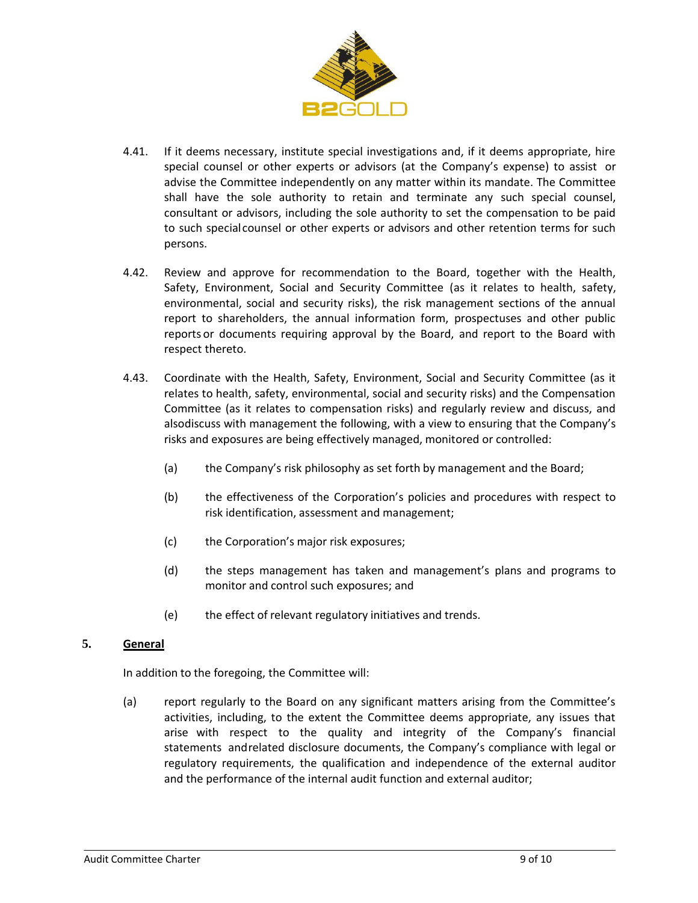4.41. If it deems necessary, institute special investigations and, if it deems appropriate, hire special counsel or other experts or advisors (at the Company's expense) to assist or advise the Committee independently on any matter within its mandate. The Committee shall have the sole authority to retain and terminate any such special counsel, consultant or advisors, including the sole authority to set the compensation to be paid to such special counsel or other experts or advisors and other retention terms for such persons.

4.42. Review and approve for recommendation to the Board, together with the Health, Safety, Environment, Social and Security Committee (as it relates to health, safety, environmental, social and security risks), the risk management sections of the annual report to shareholders, the annual information form, prospectuses and other public reports or documents requiring approval by the Board, and report to the Board with respect thereto.

4.43. Coordinate with the Health, Safety, Environment, Social and Security Committee (as it relates to health, safety, environmental, social and security risks) and the Compensation Committee (as it relates to compensation risks) and regularly review and discuss, and also discuss with management the following, with a view to ensuring that the Company's risks and exposures are being effectively managed, monitored or controlled:

(a) the Company's risk philosophy as set forth by management and the Board;

(b) the effectiveness of the Corporation's policies and procedures with respect to risk identification, assessment and management;

(c) the Corporation's major risk exposures;

(d) the steps management has taken and management's plans and programs to monitor and control such exposures; and

(e) the effect of relevant regulatory initiatives and trends.

## 5. General

In addition to the foregoing, the Committee will:

(a) report regularly to the Board on any significant matters arising from the Committee's activities, including, to the extent the Committee deems appropriate, any issues that arise with respect to the quality and integrity of the Company's financial statements and related disclosure documents, the Company's compliance with legal or regulatory requirements, the qualification and independence of the external auditor and the performance of the internal audit function and external auditor;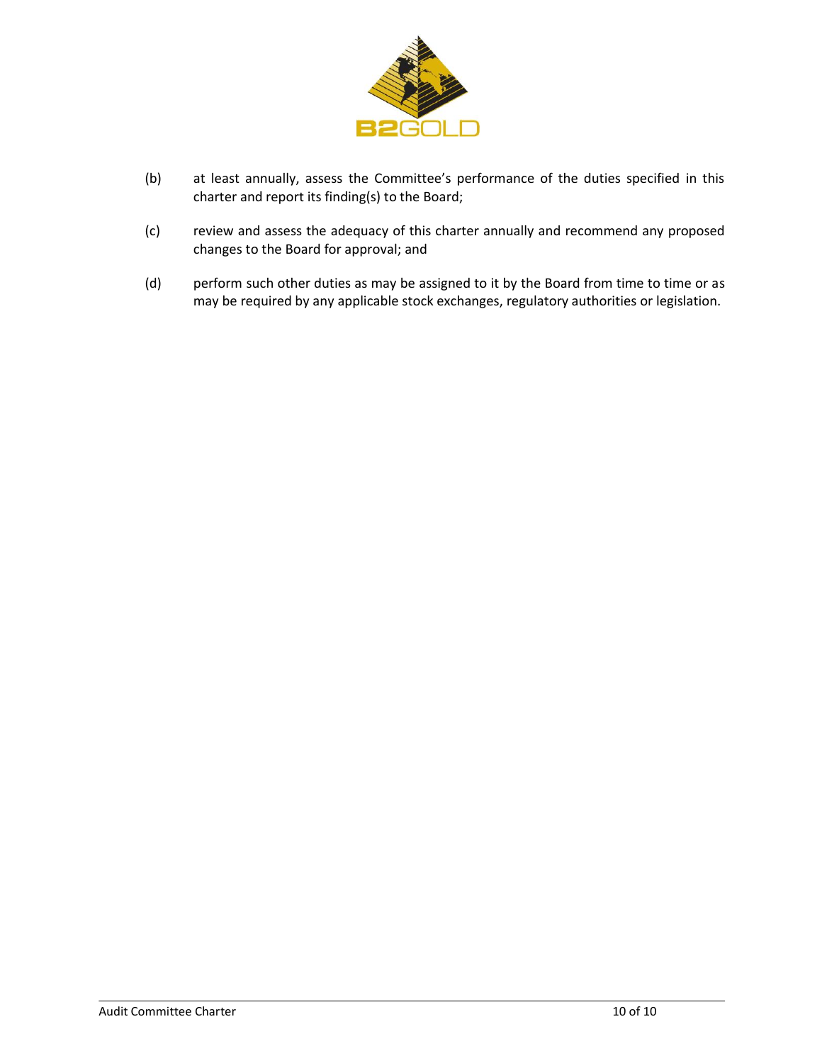(b) at least annually, assess the Committee's performance of the duties specified in this charter and report its finding(s) to the Board;

(c) review and assess the adequacy of this charter annually and recommend any proposed changes to the Board for approval; and

(d) perform such other duties as may be assigned to it by the Board from time to time or as may be required by any applicable stock exchanges, regulatory authorities or legislation.